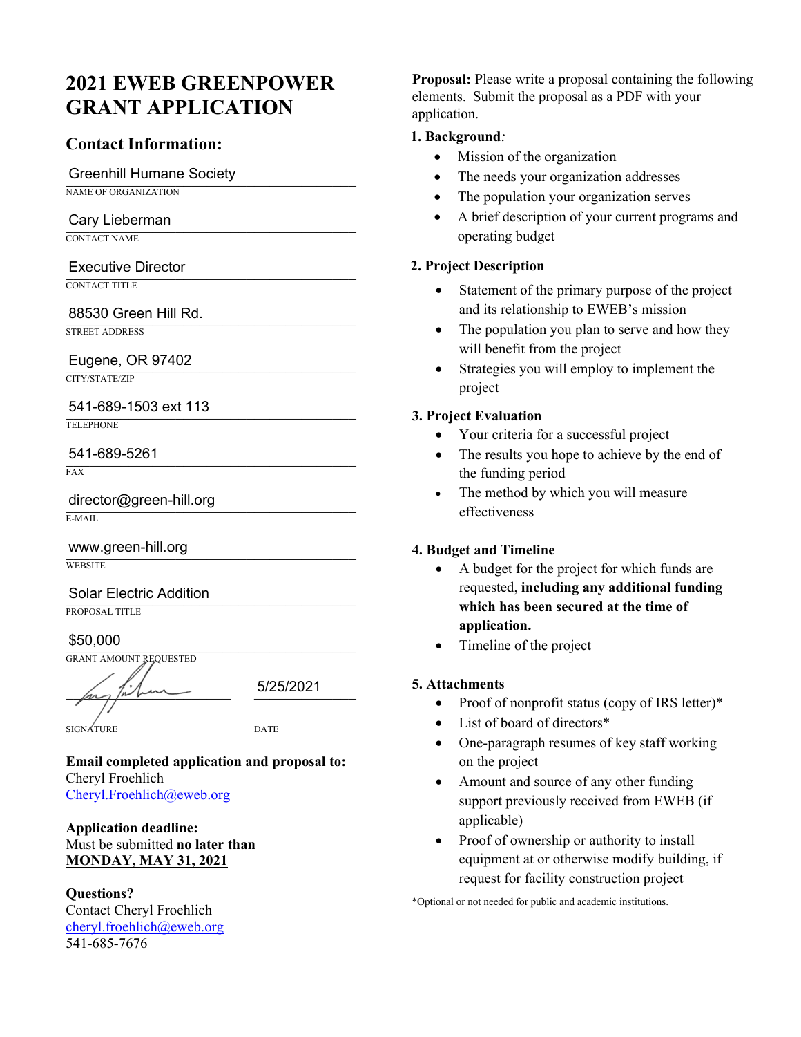# 2021 EWEB GREENPOWER GRANT APPLICATION

## Contact Information:

Greenhill Humane Society
NAME OF ORGANIZATION

Cary Lieberman
CONTACT NAME

Executive Director
CONTACT TITLE

88530 Green Hill Rd.
STREET ADDRESS

Eugene, OR 97402
CITY/STATE/ZIP

541-689-1503 ext 113
TELEPHONE

541-689-5261
FAX

director@green-hill.org
E-MAIL

www.green-hill.org
WEBSITE

Solar Electric Addition
PROPOSAL TITLE

$50,000
GRANT AMOUNT REQUESTED

SIGNATURE — DATE: 5/25/2021

**Email completed application and proposal to:**
Cheryl Froehlich
Cheryl.Froehlich@eweb.org

**Application deadline:**
Must be submitted **no later than**
**MONDAY, MAY 31, 2021**

**Questions?**
Contact Cheryl Froehlich
cheryl.froehlich@eweb.org
541-685-7676

**Proposal:** Please write a proposal containing the following elements. Submit the proposal as a PDF with your application.

**1. Background**:

- Mission of the organization
- The needs your organization addresses
- The population your organization serves
- A brief description of your current programs and operating budget

**2. Project Description**

- Statement of the primary purpose of the project and its relationship to EWEB's mission
- The population you plan to serve and how they will benefit from the project
- Strategies you will employ to implement the project

**3. Project Evaluation**

- Your criteria for a successful project
- The results you hope to achieve by the end of the funding period
- The method by which you will measure effectiveness

**4. Budget and Timeline**

- A budget for the project for which funds are requested, **including any additional funding which has been secured at the time of application.**
- Timeline of the project

**5. Attachments**

- Proof of nonprofit status (copy of IRS letter)*
- List of board of directors*
- One-paragraph resumes of key staff working on the project
- Amount and source of any other funding support previously received from EWEB (if applicable)
- Proof of ownership or authority to install equipment at or otherwise modify building, if request for facility construction project

*Optional or not needed for public and academic institutions.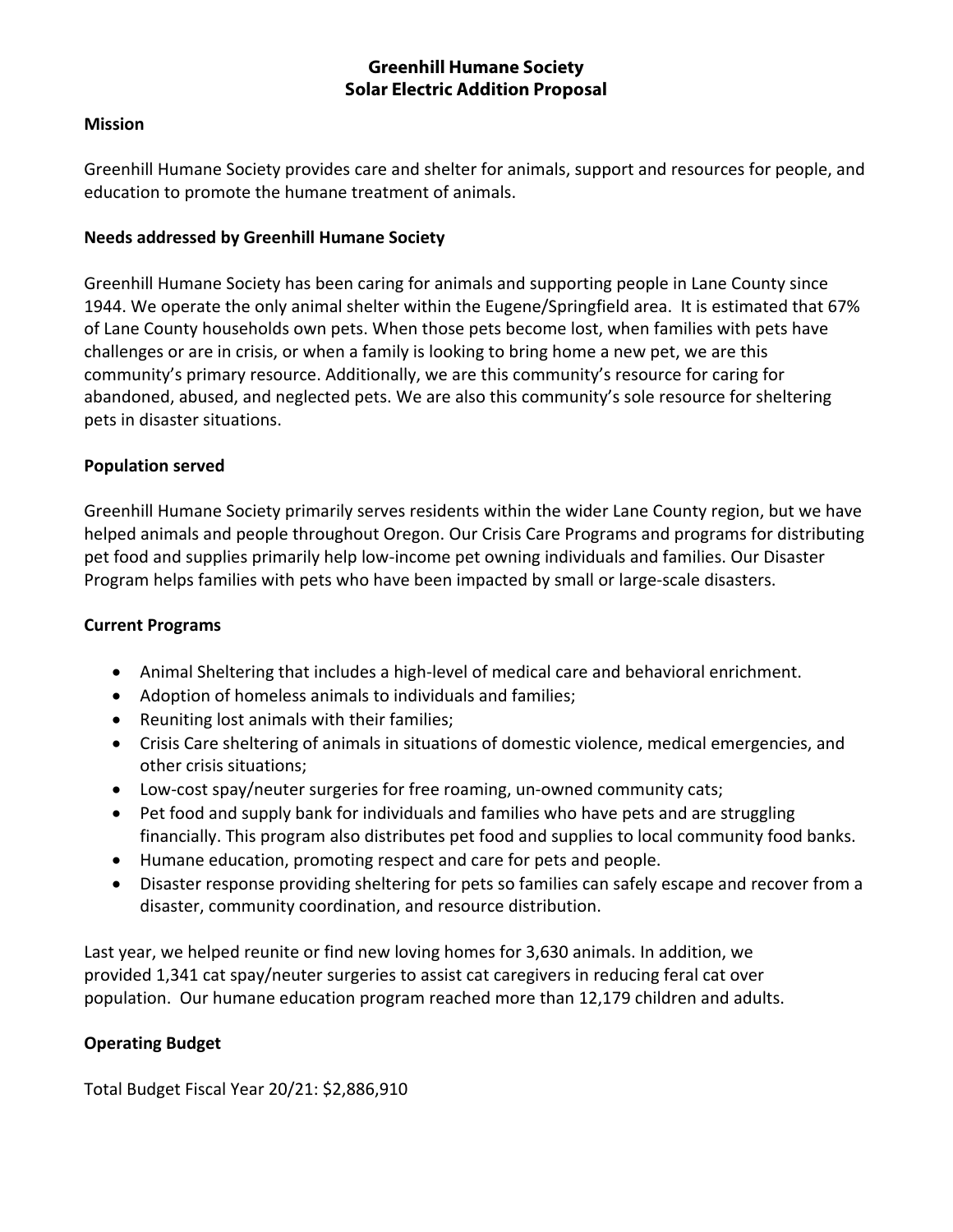# Greenhill Humane Society
# Solar Electric Addition Proposal

**Mission**

Greenhill Humane Society provides care and shelter for animals, support and resources for people, and education to promote the humane treatment of animals.

**Needs addressed by Greenhill Humane Society**

Greenhill Humane Society has been caring for animals and supporting people in Lane County since 1944. We operate the only animal shelter within the Eugene/Springfield area. It is estimated that 67% of Lane County households own pets. When those pets become lost, when families with pets have challenges or are in crisis, or when a family is looking to bring home a new pet, we are this community's primary resource. Additionally, we are this community's resource for caring for abandoned, abused, and neglected pets. We are also this community's sole resource for sheltering pets in disaster situations.

**Population served**

Greenhill Humane Society primarily serves residents within the wider Lane County region, but we have helped animals and people throughout Oregon. Our Crisis Care Programs and programs for distributing pet food and supplies primarily help low-income pet owning individuals and families. Our Disaster Program helps families with pets who have been impacted by small or large-scale disasters.

**Current Programs**

- Animal Sheltering that includes a high-level of medical care and behavioral enrichment.
- Adoption of homeless animals to individuals and families;
- Reuniting lost animals with their families;
- Crisis Care sheltering of animals in situations of domestic violence, medical emergencies, and other crisis situations;
- Low-cost spay/neuter surgeries for free roaming, un-owned community cats;
- Pet food and supply bank for individuals and families who have pets and are struggling financially. This program also distributes pet food and supplies to local community food banks.
- Humane education, promoting respect and care for pets and people.
- Disaster response providing sheltering for pets so families can safely escape and recover from a disaster, community coordination, and resource distribution.

Last year, we helped reunite or find new loving homes for 3,630 animals. In addition, we provided 1,341 cat spay/neuter surgeries to assist cat caregivers in reducing feral cat over population. Our humane education program reached more than 12,179 children and adults.

**Operating Budget**

Total Budget Fiscal Year 20/21: $2,886,910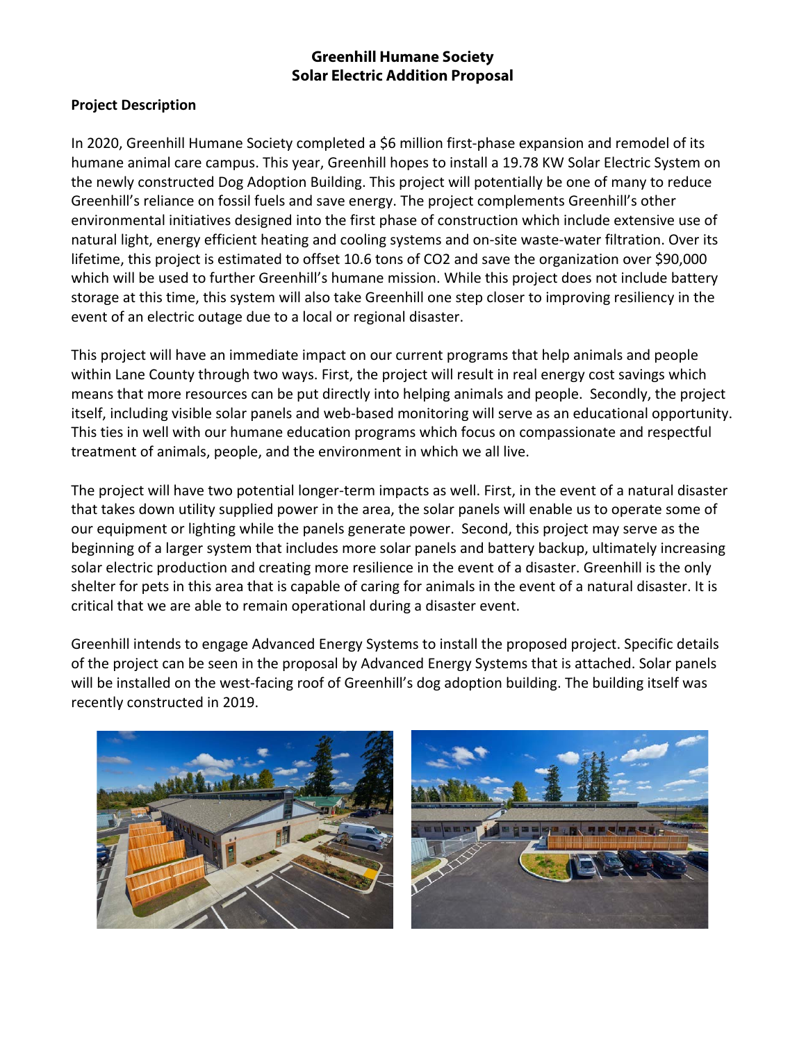**Greenhill Humane Society**
**Solar Electric Addition Proposal**

**Project Description**

In 2020, Greenhill Humane Society completed a $6 million first-phase expansion and remodel of its humane animal care campus. This year, Greenhill hopes to install a 19.78 KW Solar Electric System on the newly constructed Dog Adoption Building. This project will potentially be one of many to reduce Greenhill's reliance on fossil fuels and save energy. The project complements Greenhill's other environmental initiatives designed into the first phase of construction which include extensive use of natural light, energy efficient heating and cooling systems and on-site waste-water filtration. Over its lifetime, this project is estimated to offset 10.6 tons of $CO_2$ and save the organization over $90,000 which will be used to further Greenhill's humane mission. While this project does not include battery storage at this time, this system will also take Greenhill one step closer to improving resiliency in the event of an electric outage due to a local or regional disaster.

This project will have an immediate impact on our current programs that help animals and people within Lane County through two ways. First, the project will result in real energy cost savings which means that more resources can be put directly into helping animals and people. Secondly, the project itself, including visible solar panels and web-based monitoring will serve as an educational opportunity. This ties in well with our humane education programs which focus on compassionate and respectful treatment of animals, people, and the environment in which we all live.

The project will have two potential longer-term impacts as well. First, in the event of a natural disaster that takes down utility supplied power in the area, the solar panels will enable us to operate some of our equipment or lighting while the panels generate power. Second, this project may serve as the beginning of a larger system that includes more solar panels and battery backup, ultimately increasing solar electric production and creating more resilience in the event of a disaster. Greenhill is the only shelter for pets in this area that is capable of caring for animals in the event of a natural disaster. It is critical that we are able to remain operational during a disaster event.

Greenhill intends to engage Advanced Energy Systems to install the proposed project. Specific details of the project can be seen in the proposal by Advanced Energy Systems that is attached. Solar panels will be installed on the west-facing roof of Greenhill's dog adoption building. The building itself was recently constructed in 2019.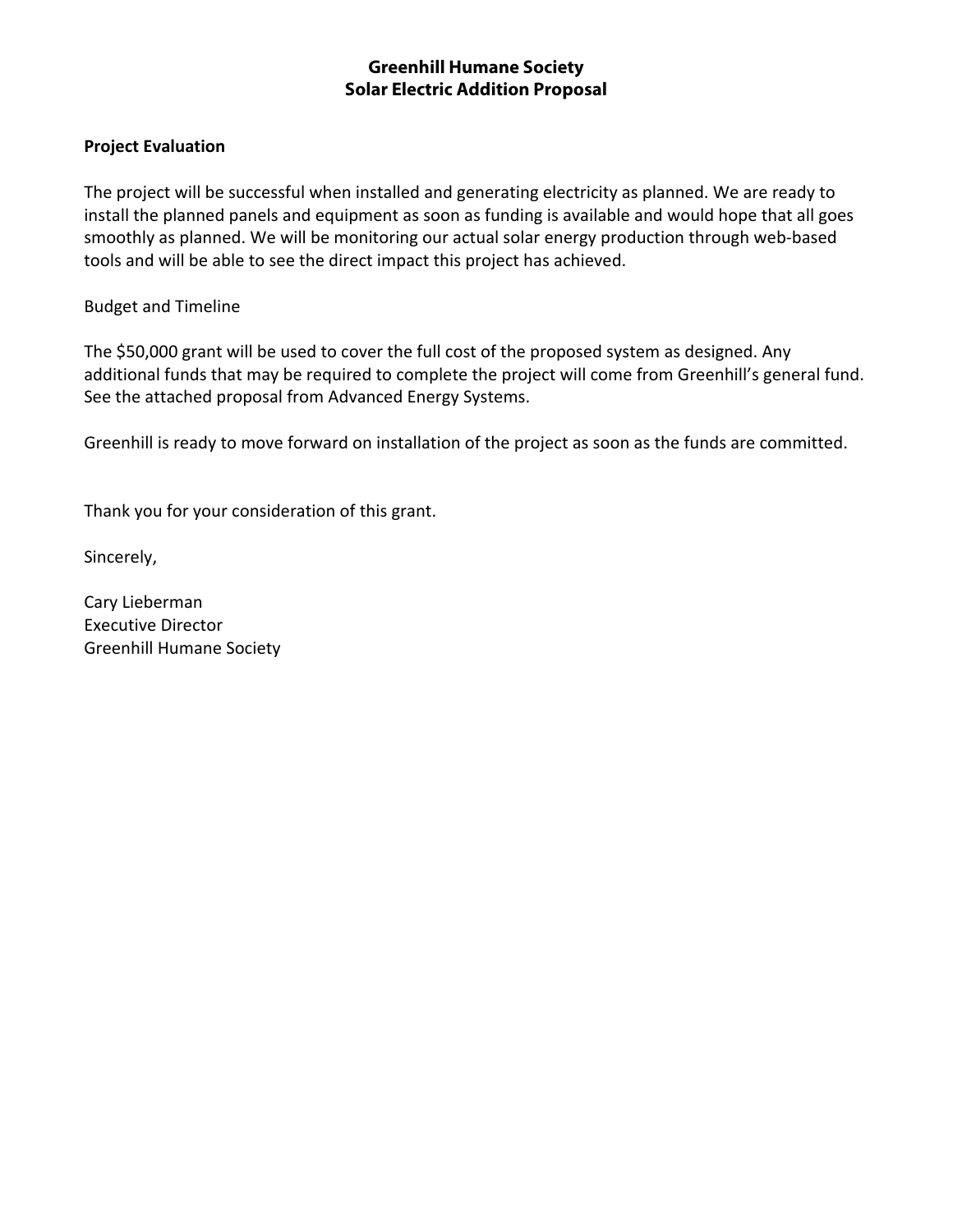**Greenhill Humane Society**
**Solar Electric Addition Proposal**

**Project Evaluation**

The project will be successful when installed and generating electricity as planned. We are ready to install the planned panels and equipment as soon as funding is available and would hope that all goes smoothly as planned. We will be monitoring our actual solar energy production through web-based tools and will be able to see the direct impact this project has achieved.

Budget and Timeline

The $50,000 grant will be used to cover the full cost of the proposed system as designed. Any additional funds that may be required to complete the project will come from Greenhill's general fund. See the attached proposal from Advanced Energy Systems.

Greenhill is ready to move forward on installation of the project as soon as the funds are committed.

Thank you for your consideration of this grant.

Sincerely,

Cary Lieberman
Executive Director
Greenhill Humane Society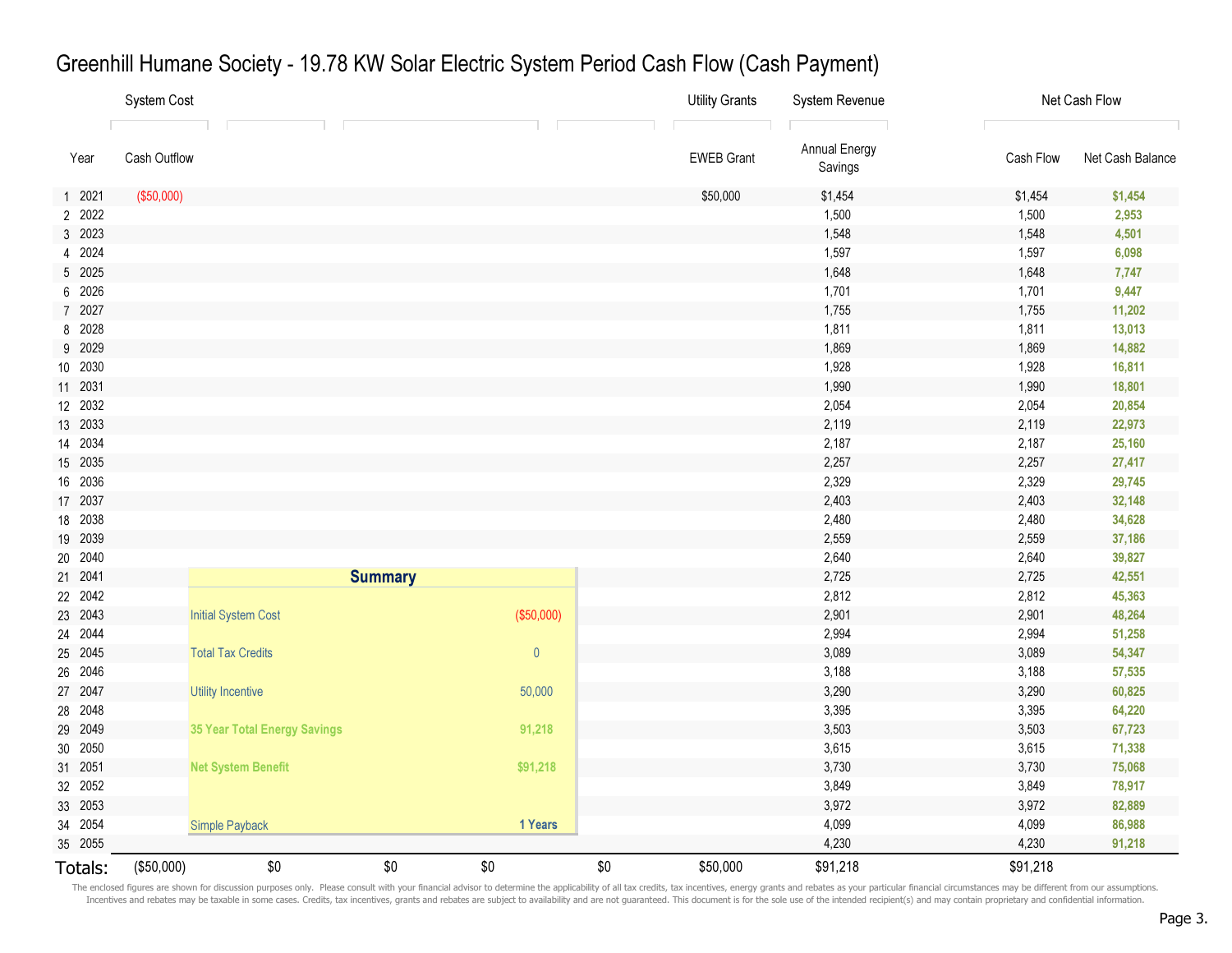# Greenhill Humane Society - 19.78 KW Solar Electric System Period Cash Flow (Cash Payment)

| | | System Cost | | | | | Utility Grants | System Revenue | Net Cash Flow | |
|---|---|---|---|---|---|---|---|---|---|---|
| | Year | Cash Outflow | | | | | EWEB Grant | Annual Energy Savings | Cash Flow | Net Cash Balance |
| 1 | 2021 | ($50,000) | | | | | $50,000 | $1,454 | $1,454 | $1,454 |
| 2 | 2022 | | | | | | | 1,500 | 1,500 | 2,953 |
| 3 | 2023 | | | | | | | 1,548 | 1,548 | 4,501 |
| 4 | 2024 | | | | | | | 1,597 | 1,597 | 6,098 |
| 5 | 2025 | | | | | | | 1,648 | 1,648 | 7,747 |
| 6 | 2026 | | | | | | | 1,701 | 1,701 | 9,447 |
| 7 | 2027 | | | | | | | 1,755 | 1,755 | 11,202 |
| 8 | 2028 | | | | | | | 1,811 | 1,811 | 13,013 |
| 9 | 2029 | | | | | | | 1,869 | 1,869 | 14,882 |
| 10 | 2030 | | | | | | | 1,928 | 1,928 | 16,811 |
| 11 | 2031 | | | | | | | 1,990 | 1,990 | 18,801 |
| 12 | 2032 | | | | | | | 2,054 | 2,054 | 20,854 |
| 13 | 2033 | | | | | | | 2,119 | 2,119 | 22,973 |
| 14 | 2034 | | | | | | | 2,187 | 2,187 | 25,160 |
| 15 | 2035 | | | | | | | 2,257 | 2,257 | 27,417 |
| 16 | 2036 | | | | | | | 2,329 | 2,329 | 29,745 |
| 17 | 2037 | | | | | | | 2,403 | 2,403 | 32,148 |
| 18 | 2038 | | | | | | | 2,480 | 2,480 | 34,628 |
| 19 | 2039 | | | | | | | 2,559 | 2,559 | 37,186 |
| 20 | 2040 | | | | | | | 2,640 | 2,640 | 39,827 |
| 21 | 2041 | | | | | | | 2,725 | 2,725 | 42,551 |
| 22 | 2042 | | | | | | | 2,812 | 2,812 | 45,363 |
| 23 | 2043 | | | | | | | 2,901 | 2,901 | 48,264 |
| 24 | 2044 | | | | | | | 2,994 | 2,994 | 51,258 |
| 25 | 2045 | | | | | | | 3,089 | 3,089 | 54,347 |
| 26 | 2046 | | | | | | | 3,188 | 3,188 | 57,535 |
| 27 | 2047 | | | | | | | 3,290 | 3,290 | 60,825 |
| 28 | 2048 | | | | | | | 3,395 | 3,395 | 64,220 |
| 29 | 2049 | | | | | | | 3,503 | 3,503 | 67,723 |
| 30 | 2050 | | | | | | | 3,615 | 3,615 | 71,338 |
| 31 | 2051 | | | | | | | 3,730 | 3,730 | 75,068 |
| 32 | 2052 | | | | | | | 3,849 | 3,849 | 78,917 |
| 33 | 2053 | | | | | | | 3,972 | 3,972 | 82,889 |
| 34 | 2054 | | | | | | | 4,099 | 4,099 | 86,988 |
| 35 | 2055 | | | | | | | 4,230 | 4,230 | 91,218 |
| **Totals:** | | ($50,000) | $0 | $0 | $0 | $0 | $50,000 | $91,218 | $91,218 | |

**Summary**

| | |
|---|---|
| Initial System Cost | ($50,000) |
| Total Tax Credits | 0 |
| Utility Incentive | 50,000 |
| **35 Year Total Energy Savings** | **91,218** |
| **Net System Benefit** | **$91,218** |
| Simple Payback | **1 Years** |

The enclosed figures are shown for discussion purposes only. Please consult with your financial advisor to determine the applicability of all tax credits, tax incentives, energy grants and rebates as your particular financial circumstances may be different from our assumptions. Incentives and rebates may be taxable in some cases. Credits, tax incentives, grants and rebates are subject to availability and are not guaranteed. This document is for the sole use of the intended recipient(s) and may contain proprietary and confidential information.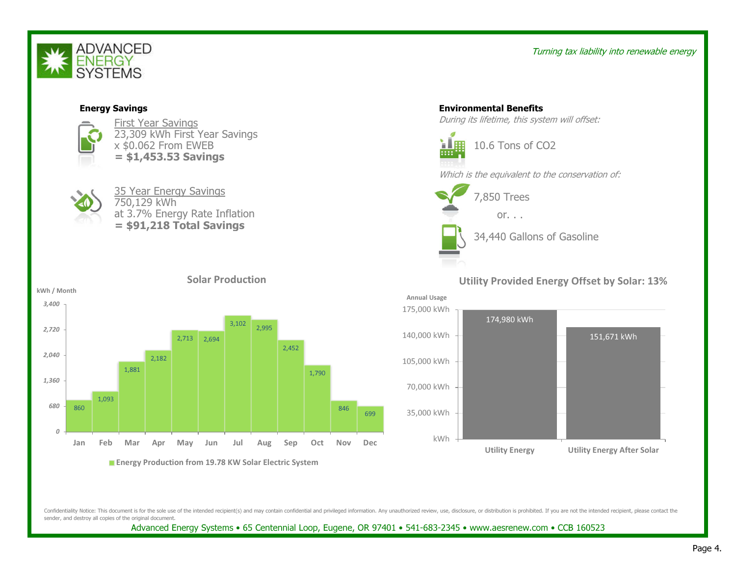# ADVANCED ENERGY SYSTEMS

*Turning tax liability into renewable energy*

## Energy Savings

First Year Savings
23,309 kWh First Year Savings
x $0.062 From EWEB
**= $1,453.53 Savings**

35 Year Energy Savings
750,129 kWh
at 3.7% Energy Rate Inflation
**= $91,218 Total Savings**

## Environmental Benefits

*During its lifetime, this system will offset:*

10.6 Tons of $CO_2$

*Which is the equivalent to the conservation of:*

7,850 Trees

or. . .

34,440 Gallons of Gasoline

### Solar Production

kWh / Month

| Month | kWh |
|---|---|
| Jan | 860 |
| Feb | 1,093 |
| Mar | 1,881 |
| Apr | 2,182 |
| May | 2,713 |
| Jun | 2,694 |
| Jul | 3,102 |
| Aug | 2,995 |
| Sep | 2,452 |
| Oct | 1,790 |
| Nov | 846 |
| Dec | 699 |

Energy Production from 19.78 KW Solar Electric System

### Utility Provided Energy Offset by Solar: 13%

Annual Usage

| | Annual Usage |
|---|---|
| Utility Energy | 174,980 kWh |
| Utility Energy After Solar | 151,671 kWh |

Confidentiality Notice: This document is for the sole use of the intended recipient(s) and may contain confidential and privileged information. Any unauthorized review, use, disclosure, or distribution is prohibited. If you are not the intended recipient, please contact the sender, and destroy all copies of the original document.

Advanced Energy Systems • 65 Centennial Loop, Eugene, OR 97401 • 541-683-2345 • www.aesrenew.com • CCB 160523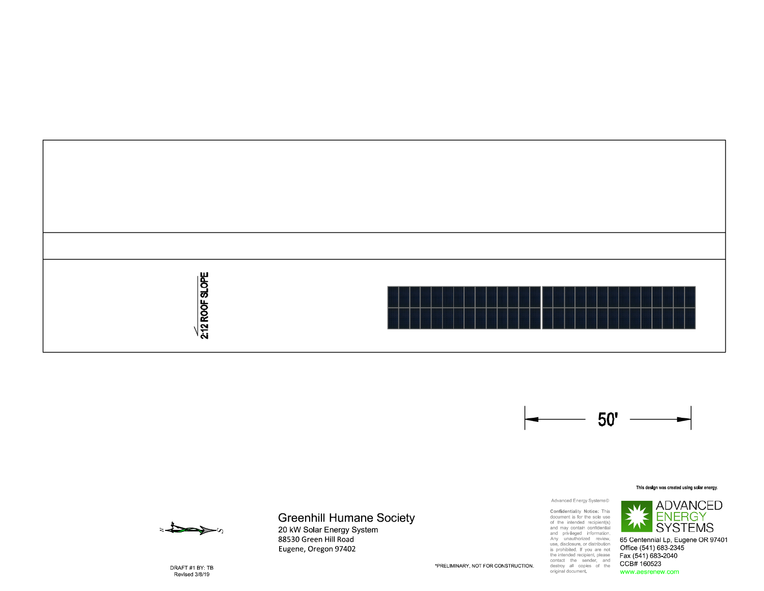2:12 ROOF SLOPE

50'

This design was created using solar energy.

N S

DRAFT #1 BY: TB
Revised 3/8/19

# Greenhill Humane Society

20 kW Solar Energy System
88530 Green Hill Road
Eugene, Oregon 97402

*PRELIMINARY, NOT FOR CONSTRUCTION.

Advanced Energy Systems©

**Confidentiality Notice:** This document is for the sole use of the intended recipient(s) and may contain confidential and privileged information. Any unauthorized review, use, disclosure, or distribution is prohibited. If you are not the intended recipient, please contact the sender, and destroy all copies of the original document.

ADVANCED ENERGY SYSTEMS

65 Centennial Lp, Eugene OR 97401
Office (541) 683-2345
Fax (541) 683-2040
CCB# 160523
www.aesrenew.com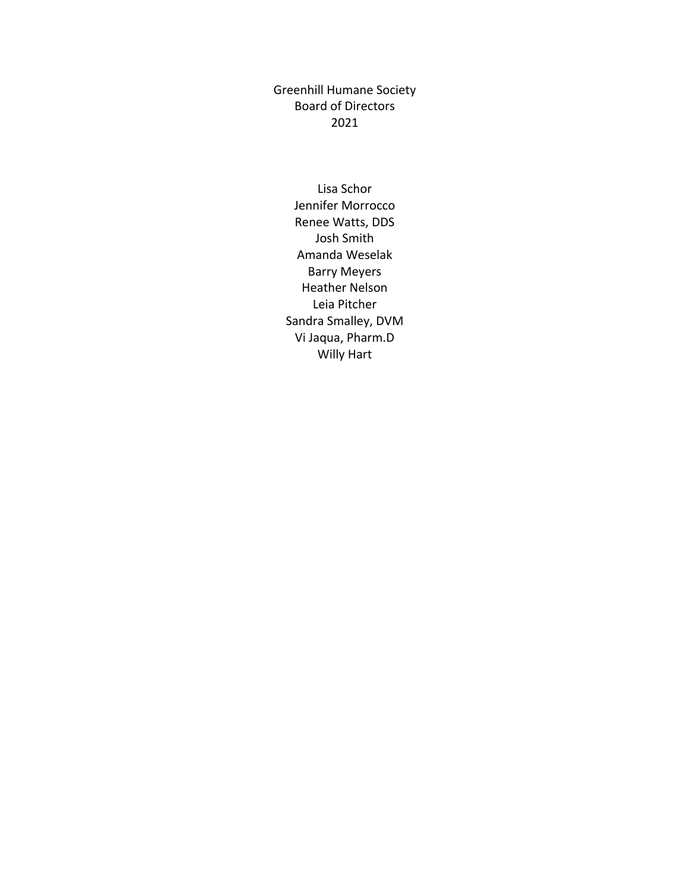# Greenhill Humane Society
## Board of Directors
## 2021

Lisa Schor
Jennifer Morrocco
Renee Watts, DDS
Josh Smith
Amanda Weselak
Barry Meyers
Heather Nelson
Leia Pitcher
Sandra Smalley, DVM
Vi Jaqua, Pharm.D
Willy Hart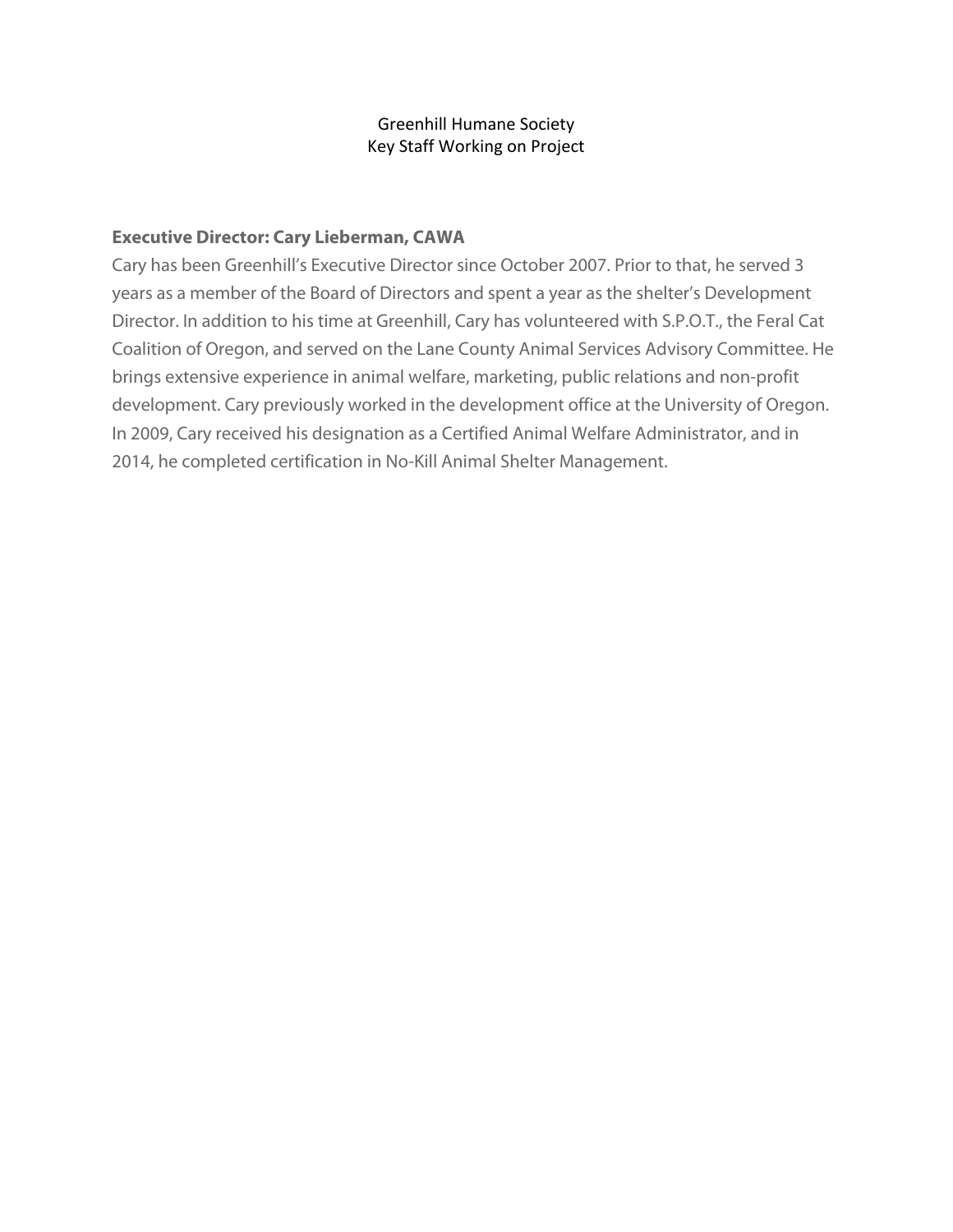Greenhill Humane Society
Key Staff Working on Project

**Executive Director: Cary Lieberman, CAWA**

Cary has been Greenhill's Executive Director since October 2007. Prior to that, he served 3 years as a member of the Board of Directors and spent a year as the shelter's Development Director. In addition to his time at Greenhill, Cary has volunteered with S.P.O.T., the Feral Cat Coalition of Oregon, and served on the Lane County Animal Services Advisory Committee. He brings extensive experience in animal welfare, marketing, public relations and non-profit development. Cary previously worked in the development office at the University of Oregon. In 2009, Cary received his designation as a Certified Animal Welfare Administrator, and in 2014, he completed certification in No-Kill Animal Shelter Management.